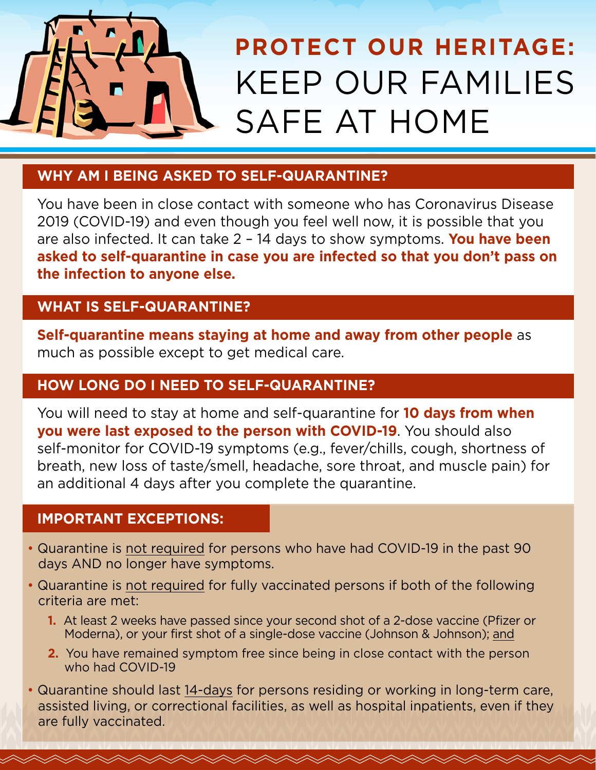# PROTECT OUR HERITAGE: KEEP OUR FAMILIES SAFE AT HOME

## WHY AM I BEING ASKED TO SELF-QUARANTINE?

You have been in close contact with someone who has Coronavirus Disease 2019 (COVID-19) and even though you feel well now, it is possible that you are also infected. It can take 2 – 14 days to show symptoms. **You have been asked to self-quarantine in case you are infected so that you don't pass on the infection to anyone else.**

## WHAT IS SELF-QUARANTINE?

**Self-quarantine means staying at home and away from other people** as much as possible except to get medical care.

## HOW LONG DO I NEED TO SELF-QUARANTINE?

You will need to stay at home and self-quarantine for **10 days from when you were last exposed to the person with COVID-19**. You should also self-monitor for COVID-19 symptoms (e.g., fever/chills, cough, shortness of breath, new loss of taste/smell, headache, sore throat, and muscle pain) for an additional 4 days after you complete the quarantine.

## IMPORTANT EXCEPTIONS:

- Quarantine is not required for persons who have had COVID-19 in the past 90 days AND no longer have symptoms.
- Quarantine is not required for fully vaccinated persons if both of the following criteria are met:
  1. At least 2 weeks have passed since your second shot of a 2-dose vaccine (Pfizer or Moderna), or your first shot of a single-dose vaccine (Johnson & Johnson); and
  2. You have remained symptom free since being in close contact with the person who had COVID-19
- Quarantine should last 14-days for persons residing or working in long-term care, assisted living, or correctional facilities, as well as hospital inpatients, even if they are fully vaccinated.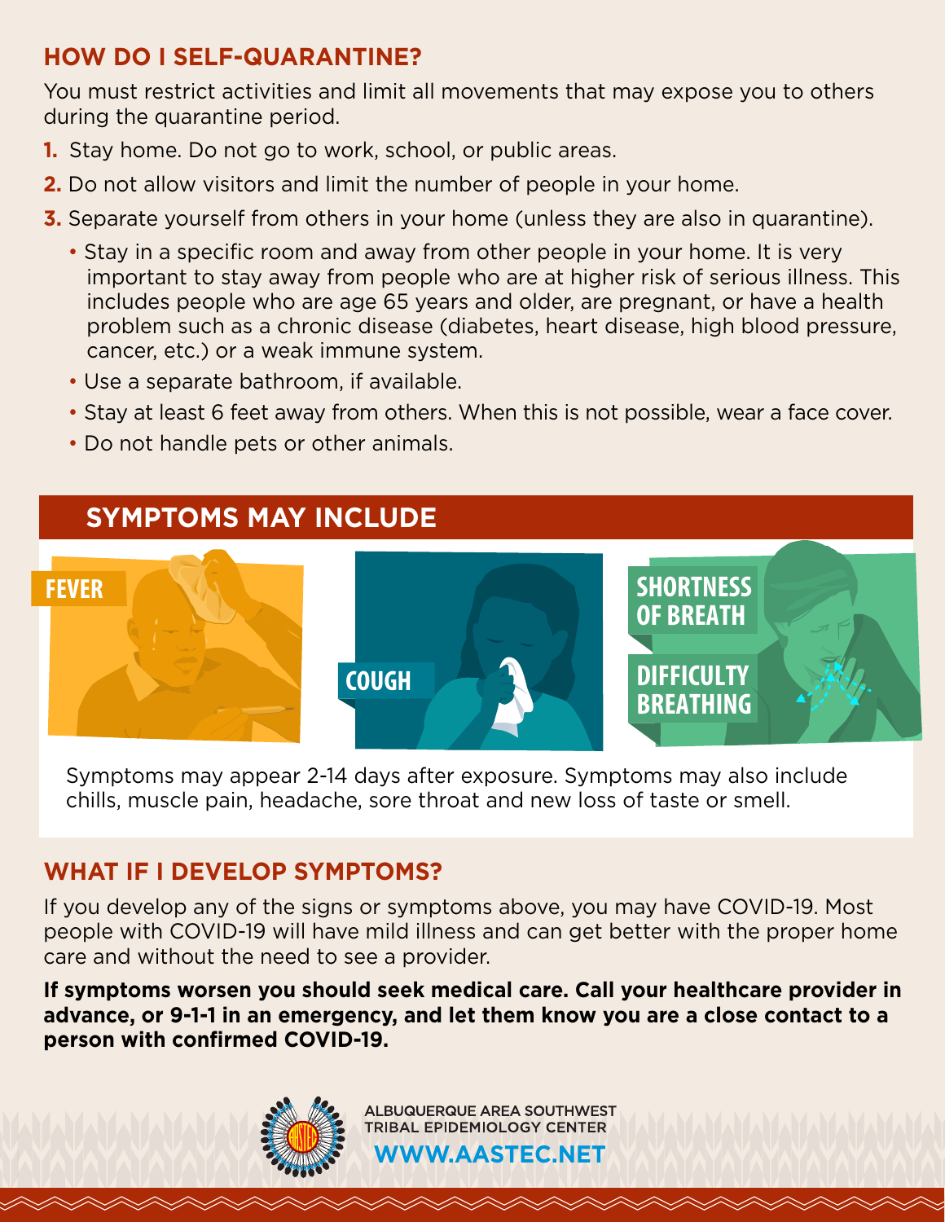## HOW DO I SELF-QUARANTINE?

You must restrict activities and limit all movements that may expose you to others during the quarantine period.

1. Stay home. Do not go to work, school, or public areas.
2. Do not allow visitors and limit the number of people in your home.
3. Separate yourself from others in your home (unless they are also in quarantine).
   - Stay in a specific room and away from other people in your home. It is very important to stay away from people who are at higher risk of serious illness. This includes people who are age 65 years and older, are pregnant, or have a health problem such as a chronic disease (diabetes, heart disease, high blood pressure, cancer, etc.) or a weak immune system.
   - Use a separate bathroom, if available.
   - Stay at least 6 feet away from others. When this is not possible, wear a face cover.
   - Do not handle pets or other animals.

## SYMPTOMS MAY INCLUDE

FEVER

COUGH

SHORTNESS OF BREATH

DIFFICULTY BREATHING

Symptoms may appear 2-14 days after exposure. Symptoms may also include chills, muscle pain, headache, sore throat and new loss of taste or smell.

## WHAT IF I DEVELOP SYMPTOMS?

If you develop any of the signs or symptoms above, you may have COVID-19. Most people with COVID-19 will have mild illness and can get better with the proper home care and without the need to see a provider.

**If symptoms worsen you should seek medical care. Call your healthcare provider in advance, or 9-1-1 in an emergency, and let them know you are a close contact to a person with confirmed COVID-19.**

ALBUQUERQUE AREA SOUTHWEST TRIBAL EPIDEMIOLOGY CENTER

WWW.AASTEC.NET